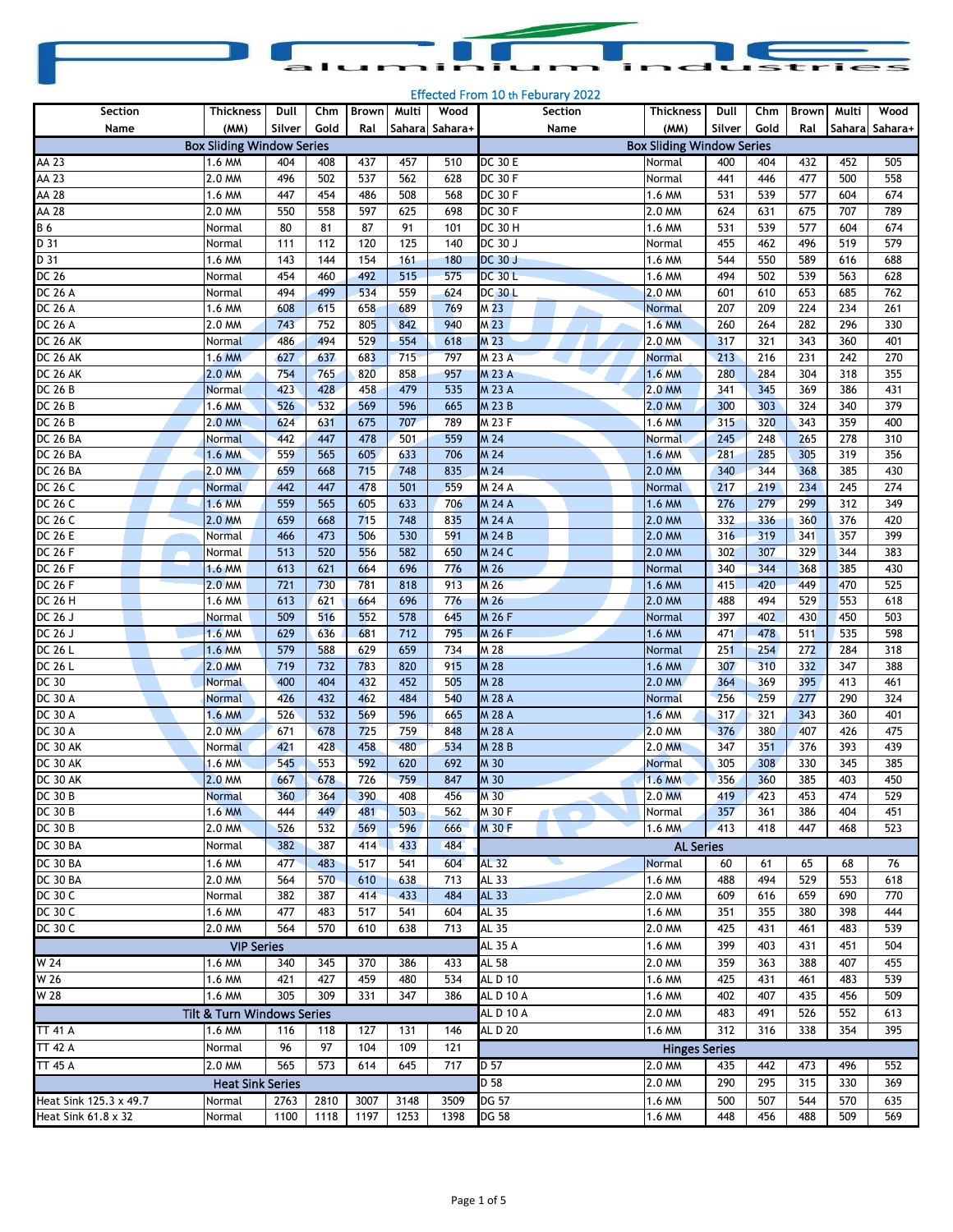# Prime Aluminium Industries

Effected From 10 th Feburary 2022

| Section Name | Thickness (MM) | Dull Silver | Chm Gold | Brown Ral | Multi Sahara | Wood Sahara+ | Section Name | Thickness (MM) | Dull Silver | Chm Gold | Brown Ral | Multi Sahara | Wood Sahara+ |
|---|---|---|---|---|---|---|---|---|---|---|---|---|---|
| **Box Sliding Window Series** | | | | | | | **Box Sliding Window Series** | | | | | | |
| AA 23 | 1.6 MM | 404 | 408 | 437 | 457 | 510 | DC 30 E | Normal | 400 | 404 | 432 | 452 | 505 |
| AA 23 | 2.0 MM | 496 | 502 | 537 | 562 | 628 | DC 30 F | Normal | 441 | 446 | 477 | 500 | 558 |
| AA 28 | 1.6 MM | 447 | 454 | 486 | 508 | 568 | DC 30 F | 1.6 MM | 531 | 539 | 577 | 604 | 674 |
| AA 28 | 2.0 MM | 550 | 558 | 597 | 625 | 698 | DC 30 F | 2.0 MM | 624 | 631 | 675 | 707 | 789 |
| B 6 | Normal | 80 | 81 | 87 | 91 | 101 | DC 30 H | 1.6 MM | 531 | 539 | 577 | 604 | 674 |
| D 31 | Normal | 111 | 112 | 120 | 125 | 140 | DC 30 J | Normal | 455 | 462 | 496 | 519 | 579 |
| D 31 | 1.6 MM | 143 | 144 | 154 | 161 | 180 | DC 30 J | 1.6 MM | 544 | 550 | 589 | 616 | 688 |
| DC 26 | Normal | 454 | 460 | 492 | 515 | 575 | DC 30 L | 1.6 MM | 494 | 502 | 539 | 563 | 628 |
| DC 26 A | Normal | 494 | 499 | 534 | 559 | 624 | DC 30 L | 2.0 MM | 601 | 610 | 653 | 685 | 762 |
| DC 26 A | 1.6 MM | 608 | 615 | 658 | 689 | 769 | M 23 | Normal | 207 | 209 | 224 | 234 | 261 |
| DC 26 A | 2.0 MM | 743 | 752 | 805 | 842 | 940 | M 23 | 1.6 MM | 260 | 264 | 282 | 296 | 330 |
| DC 26 AK | Normal | 486 | 494 | 529 | 554 | 618 | M 23 | 2.0 MM | 317 | 321 | 343 | 360 | 401 |
| DC 26 AK | 1.6 MM | 627 | 637 | 683 | 715 | 797 | M 23 A | Normal | 213 | 216 | 231 | 242 | 270 |
| DC 26 AK | 2.0 MM | 754 | 765 | 820 | 858 | 957 | M 23 A | 1.6 MM | 280 | 284 | 304 | 318 | 355 |
| DC 26 B | Normal | 423 | 428 | 458 | 479 | 535 | M 23 A | 2.0 MM | 341 | 345 | 369 | 386 | 431 |
| DC 26 B | 1.6 MM | 526 | 532 | 569 | 596 | 665 | M 23 B | 2.0 MM | 300 | 303 | 324 | 340 | 379 |
| DC 26 B | 2.0 MM | 624 | 631 | 675 | 707 | 789 | M 23 F | 1.6 MM | 315 | 320 | 343 | 359 | 400 |
| DC 26 BA | Normal | 442 | 447 | 478 | 501 | 559 | M 24 | Normal | 245 | 248 | 265 | 278 | 310 |
| DC 26 BA | 1.6 MM | 559 | 565 | 605 | 633 | 706 | M 24 | 1.6 MM | 281 | 285 | 305 | 319 | 356 |
| DC 26 BA | 2.0 MM | 659 | 668 | 715 | 748 | 835 | M 24 | 2.0 MM | 340 | 344 | 368 | 385 | 430 |
| DC 26 C | Normal | 442 | 447 | 478 | 501 | 559 | M 24 A | Normal | 217 | 219 | 234 | 245 | 274 |
| DC 26 C | 1.6 MM | 559 | 565 | 605 | 633 | 706 | M 24 A | 1.6 MM | 276 | 279 | 299 | 312 | 349 |
| DC 26 C | 2.0 MM | 659 | 668 | 715 | 748 | 835 | M 24 A | 2.0 MM | 332 | 336 | 360 | 376 | 420 |
| DC 26 E | Normal | 466 | 473 | 506 | 530 | 591 | M 24 B | 2.0 MM | 316 | 319 | 341 | 357 | 399 |
| DC 26 F | Normal | 513 | 520 | 556 | 582 | 650 | M 24 C | 2.0 MM | 302 | 307 | 329 | 344 | 383 |
| DC 26 F | 1.6 MM | 613 | 621 | 664 | 696 | 776 | M 26 | Normal | 340 | 344 | 368 | 385 | 430 |
| DC 26 F | 2.0 MM | 721 | 730 | 781 | 818 | 913 | M 26 | 1.6 MM | 415 | 420 | 449 | 470 | 525 |
| DC 26 H | 1.6 MM | 613 | 621 | 664 | 696 | 776 | M 26 | 2.0 MM | 488 | 494 | 529 | 553 | 618 |
| DC 26 J | Normal | 509 | 516 | 552 | 578 | 645 | M 26 F | Normal | 397 | 402 | 430 | 450 | 503 |
| DC 26 J | 1.6 MM | 629 | 636 | 681 | 712 | 795 | M 26 F | 1.6 MM | 471 | 478 | 511 | 535 | 598 |
| DC 26 L | 1.6 MM | 579 | 588 | 629 | 659 | 734 | M 28 | Normal | 251 | 254 | 272 | 284 | 318 |
| DC 26 L | 2.0 MM | 719 | 732 | 783 | 820 | 915 | M 28 | 1.6 MM | 307 | 310 | 332 | 347 | 388 |
| DC 30 | Normal | 400 | 404 | 432 | 452 | 505 | M 28 | 2.0 MM | 364 | 369 | 395 | 413 | 461 |
| DC 30 A | Normal | 426 | 432 | 462 | 484 | 540 | M 28 A | Normal | 256 | 259 | 277 | 290 | 324 |
| DC 30 A | 1.6 MM | 526 | 532 | 569 | 596 | 665 | M 28 A | 1.6 MM | 317 | 321 | 343 | 360 | 401 |
| DC 30 A | 2.0 MM | 671 | 678 | 725 | 759 | 848 | M 28 A | 2.0 MM | 376 | 380 | 407 | 426 | 475 |
| DC 30 AK | Normal | 421 | 428 | 458 | 480 | 534 | M 28 B | 2.0 MM | 347 | 351 | 376 | 393 | 439 |
| DC 30 AK | 1.6 MM | 545 | 553 | 592 | 620 | 692 | M 30 | Normal | 305 | 308 | 330 | 345 | 385 |
| DC 30 AK | 2.0 MM | 667 | 678 | 726 | 759 | 847 | M 30 | 1.6 MM | 356 | 360 | 385 | 403 | 450 |
| DC 30 B | Normal | 360 | 364 | 390 | 408 | 456 | M 30 | 2.0 MM | 419 | 423 | 453 | 474 | 529 |
| DC 30 B | 1.6 MM | 444 | 449 | 481 | 503 | 562 | M 30 F | Normal | 357 | 361 | 386 | 404 | 451 |
| DC 30 B | 2.0 MM | 526 | 532 | 569 | 596 | 666 | M 30 F | 1.6 MM | 413 | 418 | 447 | 468 | 523 |
| DC 30 BA | Normal | 382 | 387 | 414 | 433 | 484 | **AL Series** | | | | | | |
| DC 30 BA | 1.6 MM | 477 | 483 | 517 | 541 | 604 | AL 32 | Normal | 60 | 61 | 65 | 68 | 76 |
| DC 30 BA | 2.0 MM | 564 | 570 | 610 | 638 | 713 | AL 33 | 1.6 MM | 488 | 494 | 529 | 553 | 618 |
| DC 30 C | Normal | 382 | 387 | 414 | 433 | 484 | AL 33 | 2.0 MM | 609 | 616 | 659 | 690 | 770 |
| DC 30 C | 1.6 MM | 477 | 483 | 517 | 541 | 604 | AL 35 | 1.6 MM | 351 | 355 | 380 | 398 | 444 |
| DC 30 C | 2.0 MM | 564 | 570 | 610 | 638 | 713 | AL 35 | 2.0 MM | 425 | 431 | 461 | 483 | 539 |
| **VIP Series** | | | | | | | AL 35 A | 1.6 MM | 399 | 403 | 431 | 451 | 504 |
| W 24 | 1.6 MM | 340 | 345 | 370 | 386 | 433 | AL 58 | 2.0 MM | 359 | 363 | 388 | 407 | 455 |
| W 26 | 1.6 MM | 421 | 427 | 459 | 480 | 534 | AL D 10 | 1.6 MM | 425 | 431 | 461 | 483 | 539 |
| W 28 | 1.6 MM | 305 | 309 | 331 | 347 | 386 | AL D 10 A | 1.6 MM | 402 | 407 | 435 | 456 | 509 |
| **Tilt & Turn Windows Series** | | | | | | | AL D 10 A | 2.0 MM | 483 | 491 | 526 | 552 | 613 |
| TT 41 A | 1.6 MM | 116 | 118 | 127 | 131 | 146 | AL D 20 | 1.6 MM | 312 | 316 | 338 | 354 | 395 |
| TT 42 A | Normal | 96 | 97 | 104 | 109 | 121 | **Hinges Series** | | | | | | |
| TT 45 A | 2.0 MM | 565 | 573 | 614 | 645 | 717 | D 57 | 2.0 MM | 435 | 442 | 473 | 496 | 552 |
| **Heat Sink Series** | | | | | | | D 58 | 2.0 MM | 290 | 295 | 315 | 330 | 369 |
| Heat Sink 125.3 x 49.7 | Normal | 2763 | 2810 | 3007 | 3148 | 3509 | DG 57 | 1.6 MM | 500 | 507 | 544 | 570 | 635 |
| Heat Sink 61.8 x 32 | Normal | 1100 | 1118 | 1197 | 1253 | 1398 | DG 58 | 1.6 MM | 448 | 456 | 488 | 509 | 569 |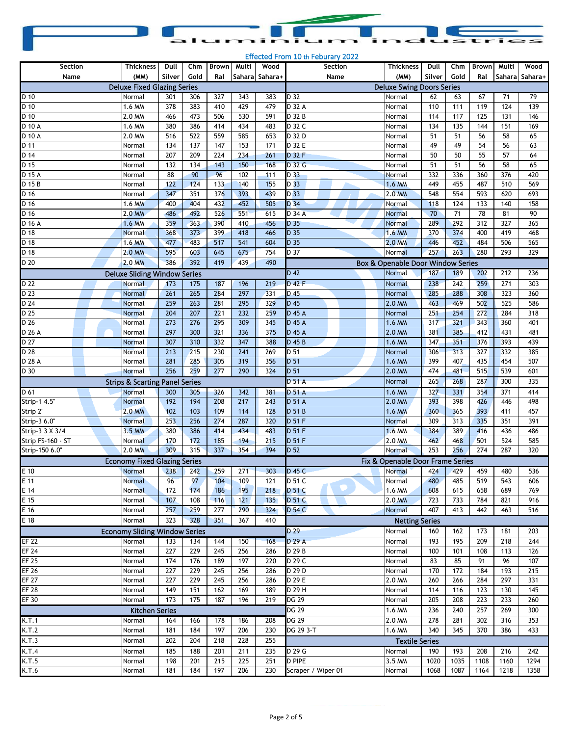# prime aluminium industries

Effected From 10 th Feburary 2022

| Section Name | Thickness (MM) | Dull Silver | Chm Gold | Brown Ral | Multi Sahara | Wood Sahara+ |
|---|---|---|---|---|---|---|
| **Deluxe Fixed Glazing Series** | | | | | | |
| D 10 | Normal | 301 | 306 | 327 | 343 | 383 |
| D 10 | 1.6 MM | 378 | 383 | 410 | 429 | 479 |
| D 10 | 2.0 MM | 466 | 473 | 506 | 530 | 591 |
| D 10 A | 1.6 MM | 380 | 386 | 414 | 434 | 483 |
| D 10 A | 2.0 MM | 516 | 522 | 559 | 585 | 653 |
| D 11 | Normal | 134 | 137 | 147 | 153 | 171 |
| D 14 | Normal | 207 | 209 | 224 | 234 | 261 |
| D 15 | Normal | 132 | 134 | 143 | 150 | 168 |
| D 15 A | Normal | 88 | 90 | 96 | 102 | 111 |
| D 15 B | Normal | 122 | 124 | 133 | 140 | 155 |
| D 16 | Normal | 347 | 351 | 376 | 393 | 439 |
| D 16 | 1.6 MM | 400 | 404 | 432 | 452 | 505 |
| D 16 | 2.0 MM | 486 | 492 | 526 | 551 | 615 |
| D 16 A | 1.6 MM | 359 | 363 | 390 | 410 | 456 |
| D 18 | Normal | 368 | 373 | 399 | 418 | 466 |
| D 18 | 1.6 MM | 477 | 483 | 517 | 541 | 604 |
| D 18 | 2.0 MM | 595 | 603 | 645 | 675 | 754 |
| D 20 | 2.0 MM | 386 | 392 | 419 | 439 | 490 |
| **Deluxe Sliding Window Series** | | | | | | |
| D 22 | Normal | 173 | 175 | 187 | 196 | 219 |
| D 23 | Normal | 261 | 265 | 284 | 297 | 331 |
| D 24 | Normal | 259 | 263 | 281 | 295 | 329 |
| D 25 | Normal | 204 | 207 | 221 | 232 | 259 |
| D 26 | Normal | 273 | 276 | 295 | 309 | 345 |
| D 26 A | Normal | 297 | 300 | 321 | 336 | 375 |
| D 27 | Normal | 307 | 310 | 332 | 347 | 388 |
| D 28 | Normal | 213 | 215 | 230 | 241 | 269 |
| D 28 A | Normal | 281 | 285 | 305 | 319 | 356 |
| D 30 | Normal | 256 | 259 | 277 | 290 | 324 |
| **Strips & Scarting Panel Series** | | | | | | |
| D 61 | Normal | 300 | 305 | 326 | 342 | 381 |
| Strip-1 4.5" | Normal | 192 | 194 | 208 | 217 | 243 |
| Strip 2" | 2.0 MM | 102 | 103 | 109 | 114 | 128 |
| Strip-3 6.0" | Normal | 253 | 256 | 274 | 287 | 320 |
| Strip-3 3 X 3/4 | 3.5 MM | 380 | 386 | 414 | 434 | 483 |
| Strip FS-160 - ST | Normal | 170 | 172 | 185 | 194 | 215 |
| Strip-150 6.0" | 2.0 MM | 309 | 315 | 337 | 354 | 394 |
| **Economy Fixed Glazing Series** | | | | | | |
| E 10 | Normal | 238 | 242 | 259 | 271 | 303 |
| E 11 | Normal | 96 | 97 | 104 | 109 | 121 |
| E 14 | Normal | 172 | 174 | 186 | 195 | 218 |
| E 15 | Normal | 107 | 108 | 116 | 121 | 135 |
| E 16 | Normal | 257 | 259 | 277 | 290 | 324 |
| E 18 | Normal | 323 | 328 | 351 | 367 | 410 |
| **Economy Sliding Window Series** | | | | | | |
| EF 22 | Normal | 133 | 134 | 144 | 150 | 168 |
| EF 24 | Normal | 227 | 229 | 245 | 256 | 286 |
| EF 25 | Normal | 174 | 176 | 189 | 197 | 220 |
| EF 26 | Normal | 227 | 229 | 245 | 256 | 286 |
| EF 27 | Normal | 227 | 229 | 245 | 256 | 286 |
| EF 28 | Normal | 149 | 151 | 162 | 169 | 189 |
| EF 30 | Normal | 173 | 175 | 187 | 196 | 219 |
| **Kitchen Series** | | | | | | |
| K.T.1 | Normal | 164 | 166 | 178 | 186 | 208 |
| K.T.2 | Normal | 181 | 184 | 197 | 206 | 230 |
| K.T.3 | Normal | 202 | 204 | 218 | 228 | 255 |
| K.T.4 | Normal | 185 | 188 | 201 | 211 | 235 |
| K.T.5 | Normal | 198 | 201 | 215 | 225 | 251 |
| K.T.6 | Normal | 181 | 184 | 197 | 206 | 230 |

| Section Name | Thickness (MM) | Dull Silver | Chm Gold | Brown Ral | Multi Sahara | Wood Sahara+ |
|---|---|---|---|---|---|---|
| **Deluxe Swing Doors Series** | | | | | | |
| D 32 | Normal | 62 | 63 | 67 | 71 | 79 |
| D 32 A | Normal | 110 | 111 | 119 | 124 | 139 |
| D 32 B | Normal | 114 | 117 | 125 | 131 | 146 |
| D 32 C | Normal | 134 | 135 | 144 | 151 | 169 |
| D 32 D | Normal | 51 | 51 | 56 | 58 | 65 |
| D 32 E | Normal | 49 | 49 | 54 | 56 | 63 |
| D 32 F | Normal | 50 | 50 | 55 | 57 | 64 |
| D 32 G | Normal | 51 | 51 | 56 | 58 | 65 |
| D 33 | Normal | 332 | 336 | 360 | 376 | 420 |
| D 33 | 1.6 MM | 449 | 455 | 487 | 510 | 569 |
| D 33 | 2.0 MM | 548 | 554 | 593 | 620 | 693 |
| D 34 | Normal | 118 | 124 | 133 | 140 | 158 |
| D 34 A | Normal | 70 | 71 | 78 | 81 | 90 |
| D 35 | Normal | 289 | 292 | 312 | 327 | 365 |
| D 35 | 1.6 MM | 370 | 374 | 400 | 419 | 468 |
| D 35 | 2.0 MM | 446 | 452 | 484 | 506 | 565 |
| D 37 | Normal | 257 | 263 | 280 | 293 | 329 |
| **Box & Openable Door Window Series** | | | | | | |
| D 42 | Normal | 187 | 189 | 202 | 212 | 236 |
| D 42 F | Normal | 238 | 242 | 259 | 271 | 303 |
| D 45 | Normal | 285 | 288 | 308 | 323 | 360 |
| D 45 | 2.0 MM | 463 | 469 | 502 | 525 | 586 |
| D 45 A | Normal | 251 | 254 | 272 | 284 | 318 |
| D 45 A | 1.6 MM | 317 | 321 | 343 | 360 | 401 |
| D 45 A | 2.0 MM | 381 | 385 | 412 | 431 | 481 |
| D 45 B | 1.6 MM | 347 | 351 | 376 | 393 | 439 |
| D 51 | Normal | 306 | 313 | 327 | 332 | 385 |
| D 51 | 1.6 MM | 399 | 407 | 435 | 454 | 507 |
| D 51 | 2.0 MM | 474 | 481 | 515 | 539 | 601 |
| D 51 A | Normal | 265 | 268 | 287 | 300 | 335 |
| D 51 A | 1.6 MM | 327 | 331 | 354 | 371 | 414 |
| D 51 A | 2.0 MM | 393 | 398 | 426 | 446 | 498 |
| D 51 B | 1.6 MM | 360 | 365 | 393 | 411 | 457 |
| D 51 F | Normal | 309 | 313 | 335 | 351 | 391 |
| D 51 F | 1.6 MM | 384 | 389 | 416 | 436 | 486 |
| D 51 F | 2.0 MM | 462 | 468 | 501 | 524 | 585 |
| D 52 | Normal | 253 | 256 | 274 | 287 | 320 |
| **Fix & Openable Door Frame Series** | | | | | | |
| D 45 C | Normal | 424 | 429 | 459 | 480 | 536 |
| D 51 C | Normal | 480 | 485 | 519 | 543 | 606 |
| D 51 C | 1.6 MM | 608 | 615 | 658 | 689 | 769 |
| D 51 C | 2.0 MM | 723 | 733 | 784 | 821 | 916 |
| D 54 C | Normal | 407 | 413 | 442 | 463 | 516 |
| **Netting Series** | | | | | | |
| D 29 | Normal | 160 | 162 | 173 | 181 | 203 |
| D 29 A | Normal | 193 | 195 | 209 | 218 | 244 |
| D 29 B | Normal | 100 | 101 | 108 | 113 | 126 |
| D 29 C | Normal | 83 | 85 | 91 | 96 | 107 |
| D 29 D | Normal | 170 | 172 | 184 | 193 | 215 |
| D 29 E | 2.0 MM | 260 | 266 | 284 | 297 | 331 |
| D 29 H | Normal | 114 | 116 | 123 | 130 | 145 |
| DG 29 | Normal | 205 | 208 | 223 | 233 | 260 |
| DG 29 | 1.6 MM | 236 | 240 | 257 | 269 | 300 |
| DG 29 | 2.0 MM | 278 | 281 | 302 | 316 | 353 |
| DG 29 3-T | 1.6 MM | 340 | 345 | 370 | 386 | 433 |
| **Textile Series** | | | | | | |
| D 29 G | Normal | 190 | 193 | 208 | 216 | 242 |
| D PIPE | 3.5 MM | 1020 | 1035 | 1108 | 1160 | 1294 |
| Scraper / Wiper 01 | Normal | 1068 | 1087 | 1164 | 1218 | 1358 |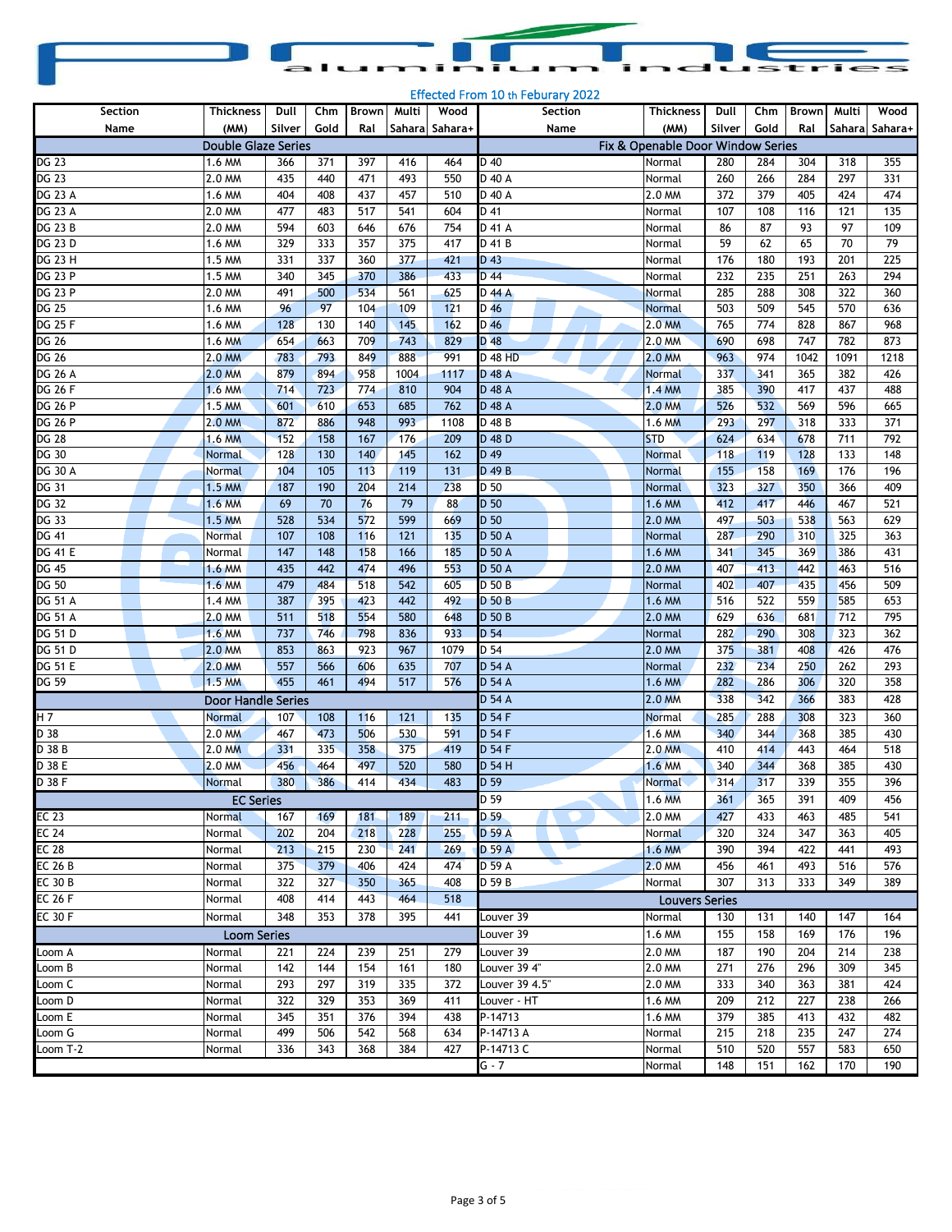# prime aluminium industries

Effected From 10 th Feburary 2022

| Section Name | Thickness (MM) | Dull Silver | Chm Gold | Brown Ral | Multi Sahara | Wood Sahara+ | Section Name | Thickness (MM) | Dull Silver | Chm Gold | Brown Ral | Multi Sahara | Wood Sahara+ |
|---|---|---|---|---|---|---|---|---|---|---|---|---|---|
| **Double Glaze Series** | | | | | | | **Fix & Openable Door Window Series** | | | | | | |
| DG 23 | 1.6 MM | 366 | 371 | 397 | 416 | 464 | D 40 | Normal | 280 | 284 | 304 | 318 | 355 |
| DG 23 | 2.0 MM | 435 | 440 | 471 | 493 | 550 | D 40 A | Normal | 260 | 266 | 284 | 297 | 331 |
| DG 23 A | 1.6 MM | 404 | 408 | 437 | 457 | 510 | D 40 A | 2.0 MM | 372 | 379 | 405 | 424 | 474 |
| DG 23 A | 2.0 MM | 477 | 483 | 517 | 541 | 604 | D 41 | Normal | 107 | 108 | 116 | 121 | 135 |
| DG 23 B | 2.0 MM | 594 | 603 | 646 | 676 | 754 | D 41 A | Normal | 86 | 87 | 93 | 97 | 109 |
| DG 23 D | 1.6 MM | 329 | 333 | 357 | 375 | 417 | D 41 B | Normal | 59 | 62 | 65 | 70 | 79 |
| DG 23 H | 1.5 MM | 331 | 337 | 360 | 377 | 421 | D 43 | Normal | 176 | 180 | 193 | 201 | 225 |
| DG 23 P | 1.5 MM | 340 | 345 | 370 | 386 | 433 | D 44 | Normal | 232 | 235 | 251 | 263 | 294 |
| DG 23 P | 2.0 MM | 491 | 500 | 534 | 561 | 625 | D 44 A | Normal | 285 | 288 | 308 | 322 | 360 |
| DG 25 | 1.6 MM | 96 | 97 | 104 | 109 | 121 | D 46 | Normal | 503 | 509 | 545 | 570 | 636 |
| DG 25 F | 1.6 MM | 128 | 130 | 140 | 145 | 162 | D 46 | 2.0 MM | 765 | 774 | 828 | 867 | 968 |
| DG 26 | 1.6 MM | 654 | 663 | 709 | 743 | 829 | D 48 | 2.0 MM | 690 | 698 | 747 | 782 | 873 |
| DG 26 | 2.0 MM | 783 | 793 | 849 | 888 | 991 | D 48 HD | 2.0 MM | 963 | 974 | 1042 | 1091 | 1218 |
| DG 26 A | 2.0 MM | 879 | 894 | 958 | 1004 | 1117 | D 48 A | Normal | 337 | 341 | 365 | 382 | 426 |
| DG 26 F | 1.6 MM | 714 | 723 | 774 | 810 | 904 | D 48 A | 1.4 MM | 385 | 390 | 417 | 437 | 488 |
| DG 26 P | 1.5 MM | 601 | 610 | 653 | 685 | 762 | D 48 A | 2.0 MM | 526 | 532 | 569 | 596 | 665 |
| DG 26 P | 2.0 MM | 872 | 886 | 948 | 993 | 1108 | D 48 B | 1.6 MM | 293 | 297 | 318 | 333 | 371 |
| DG 28 | 1.6 MM | 152 | 158 | 167 | 176 | 209 | D 48 D | STD | 624 | 634 | 678 | 711 | 792 |
| DG 30 | Normal | 128 | 130 | 140 | 145 | 162 | D 49 | Normal | 118 | 119 | 128 | 133 | 148 |
| DG 30 A | Normal | 104 | 105 | 113 | 119 | 131 | D 49 B | Normal | 155 | 158 | 169 | 176 | 196 |
| DG 31 | 1.5 MM | 187 | 190 | 204 | 214 | 238 | D 50 | Normal | 323 | 327 | 350 | 366 | 409 |
| DG 32 | 1.6 MM | 69 | 70 | 76 | 79 | 88 | D 50 | 1.6 MM | 412 | 417 | 446 | 467 | 521 |
| DG 33 | 1.5 MM | 528 | 534 | 572 | 599 | 669 | D 50 | 2.0 MM | 497 | 503 | 538 | 563 | 629 |
| DG 41 | Normal | 107 | 108 | 116 | 121 | 135 | D 50 A | Normal | 287 | 290 | 310 | 325 | 363 |
| DG 41 E | Normal | 147 | 148 | 158 | 166 | 185 | D 50 A | 1.6 MM | 341 | 345 | 369 | 386 | 431 |
| DG 45 | 1.6 MM | 435 | 442 | 474 | 496 | 553 | D 50 A | 2.0 MM | 407 | 413 | 442 | 463 | 516 |
| DG 50 | 1.6 MM | 479 | 484 | 518 | 542 | 605 | D 50 B | Normal | 402 | 407 | 435 | 456 | 509 |
| DG 51 A | 1.4 MM | 387 | 395 | 423 | 442 | 492 | D 50 B | 1.6 MM | 516 | 522 | 559 | 585 | 653 |
| DG 51 A | 2.0 MM | 511 | 518 | 554 | 580 | 648 | D 50 B | 2.0 MM | 629 | 636 | 681 | 712 | 795 |
| DG 51 D | 1.6 MM | 737 | 746 | 798 | 836 | 933 | D 54 | Normal | 282 | 290 | 308 | 323 | 362 |
| DG 51 D | 2.0 MM | 853 | 863 | 923 | 967 | 1079 | D 54 | 2.0 MM | 375 | 381 | 408 | 426 | 476 |
| DG 51 E | 2.0 MM | 557 | 566 | 606 | 635 | 707 | D 54 A | Normal | 232 | 234 | 250 | 262 | 293 |
| DG 59 | 1.5 MM | 455 | 461 | 494 | 517 | 576 | D 54 A | 1.6 MM | 282 | 286 | 306 | 320 | 358 |
| **Door Handle Series** | | | | | | | D 54 A | 2.0 MM | 338 | 342 | 366 | 383 | 428 |
| H 7 | Normal | 107 | 108 | 116 | 121 | 135 | D 54 F | Normal | 285 | 288 | 308 | 323 | 360 |
| D 38 | 2.0 MM | 467 | 473 | 506 | 530 | 591 | D 54 F | 1.6 MM | 340 | 344 | 368 | 385 | 430 |
| D 38 B | 2.0 MM | 331 | 335 | 358 | 375 | 419 | D 54 F | 2.0 MM | 410 | 414 | 443 | 464 | 518 |
| D 38 E | 2.0 MM | 456 | 464 | 497 | 520 | 580 | D 54 H | 1.6 MM | 340 | 344 | 368 | 385 | 430 |
| D 38 F | Normal | 380 | 386 | 414 | 434 | 483 | D 59 | Normal | 314 | 317 | 339 | 355 | 396 |
| **EC Series** | | | | | | | D 59 | 1.6 MM | 361 | 365 | 391 | 409 | 456 |
| EC 23 | Normal | 167 | 169 | 181 | 189 | 211 | D 59 | 2.0 MM | 427 | 433 | 463 | 485 | 541 |
| EC 24 | Normal | 202 | 204 | 218 | 228 | 255 | D 59 A | Normal | 320 | 324 | 347 | 363 | 405 |
| EC 28 | Normal | 213 | 215 | 230 | 241 | 269 | D 59 A | 1.6 MM | 390 | 394 | 422 | 441 | 493 |
| EC 26 B | Normal | 375 | 379 | 406 | 424 | 474 | D 59 A | 2.0 MM | 456 | 461 | 493 | 516 | 576 |
| EC 30 B | Normal | 322 | 327 | 350 | 365 | 408 | D 59 B | Normal | 307 | 313 | 333 | 349 | 389 |
| EC 26 F | Normal | 408 | 414 | 443 | 464 | 518 | **Louvers Series** | | | | | | |
| EC 30 F | Normal | 348 | 353 | 378 | 395 | 441 | Louver 39 | Normal | 130 | 131 | 140 | 147 | 164 |
| **Loom Series** | | | | | | | Louver 39 | 1.6 MM | 155 | 158 | 169 | 176 | 196 |
| Loom A | Normal | 221 | 224 | 239 | 251 | 279 | Louver 39 | 2.0 MM | 187 | 190 | 204 | 214 | 238 |
| Loom B | Normal | 142 | 144 | 154 | 161 | 180 | Louver 39 4" | 2.0 MM | 271 | 276 | 296 | 309 | 345 |
| Loom C | Normal | 293 | 297 | 319 | 335 | 372 | Louver 39 4.5" | 2.0 MM | 333 | 340 | 363 | 381 | 424 |
| Loom D | Normal | 322 | 329 | 353 | 369 | 411 | Louver - HT | 1.6 MM | 209 | 212 | 227 | 238 | 266 |
| Loom E | Normal | 345 | 351 | 376 | 394 | 438 | P-14713 | 1.6 MM | 379 | 385 | 413 | 432 | 482 |
| Loom G | Normal | 499 | 506 | 542 | 568 | 634 | P-14713 A | Normal | 215 | 218 | 235 | 247 | 274 |
| Loom T-2 | Normal | 336 | 343 | 368 | 384 | 427 | P-14713 C | Normal | 510 | 520 | 557 | 583 | 650 |
| | | | | | | | G - 7 | Normal | 148 | 151 | 162 | 170 | 190 |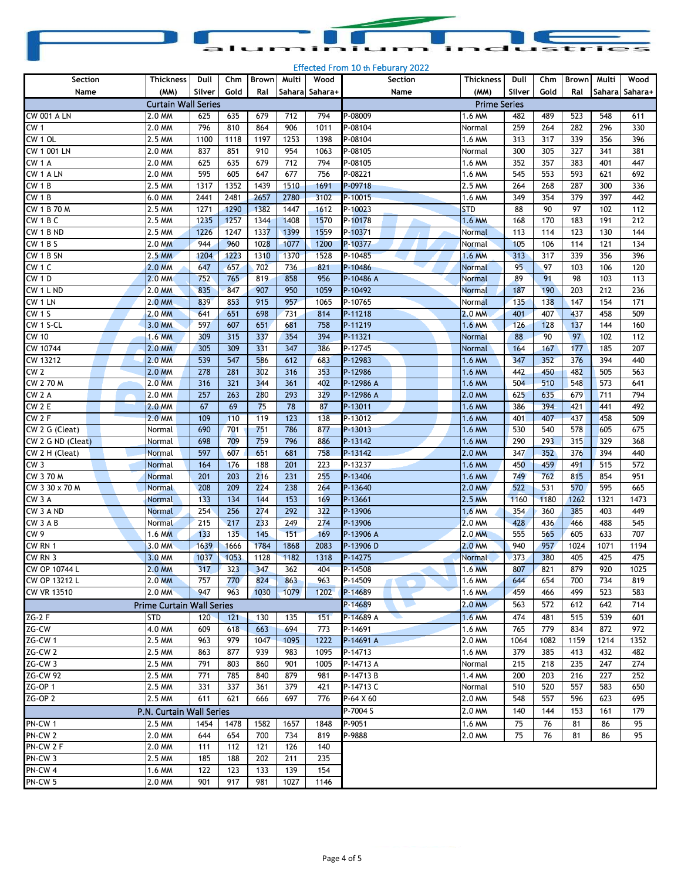# prime aluminium industries

Effected From 10 th Feburary 2022

| Section Name | Thickness (MM) | Dull Silver | Chm Gold | Brown Ral | Multi Sahara | Wood Sahara+ |
|---|---|---|---|---|---|---|
| **Curtain Wall Series** | | | | | | |
| CW 001 A LN | 2.0 MM | 625 | 635 | 679 | 712 | 794 |
| CW 1 | 2.0 MM | 796 | 810 | 864 | 906 | 1011 |
| CW 1 OL | 2.5 MM | 1100 | 1118 | 1197 | 1253 | 1398 |
| CW 1 001 LN | 2.0 MM | 837 | 851 | 910 | 954 | 1063 |
| CW 1 A | 2.0 MM | 625 | 635 | 679 | 712 | 794 |
| CW 1 A LN | 2.0 MM | 595 | 605 | 647 | 677 | 756 |
| CW 1 B | 2.5 MM | 1317 | 1352 | 1439 | 1510 | 1691 |
| CW 1 B | 6.0 MM | 2441 | 2481 | 2657 | 2780 | 3102 |
| CW 1 B 70 M | 2.5 MM | 1271 | 1290 | 1382 | 1447 | 1612 |
| CW 1 B C | 2.5 MM | 1235 | 1257 | 1344 | 1408 | 1570 |
| CW 1 B ND | 2.5 MM | 1226 | 1247 | 1337 | 1399 | 1559 |
| CW 1 B S | 2.0 MM | 944 | 960 | 1028 | 1077 | 1200 |
| CW 1 B SN | 2.5 MM | 1204 | 1223 | 1310 | 1370 | 1528 |
| CW 1 C | 2.0 MM | 647 | 657 | 702 | 736 | 821 |
| CW 1 D | 2.0 MM | 752 | 765 | 819 | 858 | 956 |
| CW 1 L ND | 2.0 MM | 835 | 847 | 907 | 950 | 1059 |
| CW 1 LN | 2.0 MM | 839 | 853 | 915 | 957 | 1065 |
| CW 1 S | 2.0 MM | 641 | 651 | 698 | 731 | 814 |
| CW 1 S-CL | 3.0 MM | 597 | 607 | 651 | 681 | 758 |
| CW 10 | 1.6 MM | 309 | 315 | 337 | 354 | 394 |
| CW 10744 | 2.0 MM | 305 | 309 | 331 | 347 | 386 |
| CW 13212 | 2.0 MM | 539 | 547 | 586 | 612 | 683 |
| CW 2 | 2.0 MM | 278 | 281 | 302 | 316 | 353 |
| CW 2 70 M | 2.0 MM | 316 | 321 | 344 | 361 | 402 |
| CW 2 A | 2.0 MM | 257 | 263 | 280 | 293 | 329 |
| CW 2 E | 2.0 MM | 67 | 69 | 75 | 78 | 87 |
| CW 2 F | 2.0 MM | 109 | 110 | 119 | 123 | 138 |
| CW 2 G (Cleat) | Normal | 690 | 701 | 751 | 786 | 877 |
| CW 2 G ND (Cleat) | Normal | 698 | 709 | 759 | 796 | 886 |
| CW 2 H (Cleat) | Normal | 597 | 607 | 651 | 681 | 758 |
| CW 3 | Normal | 164 | 176 | 188 | 201 | 223 |
| CW 3 70 M | Normal | 201 | 203 | 216 | 231 | 255 |
| CW 3 30 x 70 M | Normal | 208 | 209 | 224 | 238 | 264 |
| CW 3 A | Normal | 133 | 134 | 144 | 153 | 169 |
| CW 3 A ND | Normal | 254 | 256 | 274 | 292 | 322 |
| CW 3 A B | Normal | 215 | 217 | 233 | 249 | 274 |
| CW 9 | 1.6 MM | 133 | 135 | 145 | 151 | 169 |
| CW RN 1 | 3.0 MM | 1639 | 1666 | 1784 | 1868 | 2083 |
| CW RN 3 | 3.0 MM | 1037 | 1053 | 1128 | 1182 | 1318 |
| CW OP 10744 L | 2.0 MM | 317 | 323 | 347 | 362 | 404 |
| CW OP 13212 L | 2.0 MM | 757 | 770 | 824 | 863 | 963 |
| CW VR 13510 | 2.0 MM | 947 | 963 | 1030 | 1079 | 1202 |
| **Prime Curtain Wall Series** | | | | | | |
| ZG-2 F | STD | 120 | 121 | 130 | 135 | 151 |
| ZG-CW | 4.0 MM | 609 | 618 | 663 | 694 | 773 |
| ZG-CW 1 | 2.5 MM | 963 | 979 | 1047 | 1095 | 1222 |
| ZG-CW 2 | 2.5 MM | 863 | 877 | 939 | 983 | 1095 |
| ZG-CW 3 | 2.5 MM | 791 | 803 | 860 | 901 | 1005 |
| ZG-CW 92 | 2.5 MM | 771 | 785 | 840 | 879 | 981 |
| ZG-OP 1 | 2.5 MM | 331 | 337 | 361 | 379 | 421 |
| ZG-OP 2 | 2.5 MM | 611 | 621 | 666 | 697 | 776 |
| **P.N. Curtain Wall Series** | | | | | | |
| PN-CW 1 | 2.5 MM | 1454 | 1478 | 1582 | 1657 | 1848 |
| PN-CW 2 | 2.0 MM | 644 | 654 | 700 | 734 | 819 |
| PN-CW 2 F | 2.0 MM | 111 | 112 | 121 | 126 | 140 |
| PN-CW 3 | 2.5 MM | 185 | 188 | 202 | 211 | 235 |
| PN-CW 4 | 1.6 MM | 122 | 123 | 133 | 139 | 154 |
| PN-CW 5 | 2.0 MM | 901 | 917 | 981 | 1027 | 1146 |

| Section Name | Thickness (MM) | Dull Silver | Chm Gold | Brown Ral | Multi Sahara | Wood Sahara+ |
|---|---|---|---|---|---|---|
| **Prime Series** | | | | | | |
| P-08009 | 1.6 MM | 482 | 489 | 523 | 548 | 611 |
| P-08104 | Normal | 259 | 264 | 282 | 296 | 330 |
| P-08104 | 1.6 MM | 313 | 317 | 339 | 356 | 396 |
| P-08105 | Normal | 300 | 305 | 327 | 341 | 381 |
| P-08105 | 1.6 MM | 352 | 357 | 383 | 401 | 447 |
| P-08221 | 1.6 MM | 545 | 553 | 593 | 621 | 692 |
| P-09718 | 2.5 MM | 264 | 268 | 287 | 300 | 336 |
| P-10015 | 1.6 MM | 349 | 354 | 379 | 397 | 442 |
| P-10023 | STD | 88 | 90 | 97 | 102 | 112 |
| P-10178 | 1.6 MM | 168 | 170 | 183 | 191 | 212 |
| P-10371 | Normal | 113 | 114 | 123 | 130 | 144 |
| P-10377 | Normal | 105 | 106 | 114 | 121 | 134 |
| P-10485 | 1.6 MM | 313 | 317 | 339 | 356 | 396 |
| P-10486 | Normal | 95 | 97 | 103 | 106 | 120 |
| P-10486 A | Normal | 89 | 91 | 98 | 103 | 113 |
| P-10492 | Normal | 187 | 190 | 203 | 212 | 236 |
| P-10765 | Normal | 135 | 138 | 147 | 154 | 171 |
| P-11218 | 2.0 MM | 401 | 407 | 437 | 458 | 509 |
| P-11219 | 1.6 MM | 126 | 128 | 137 | 144 | 160 |
| P-11321 | Normal | 88 | 90 | 97 | 102 | 112 |
| P-12745 | Normal | 164 | 167 | 177 | 185 | 207 |
| P-12983 | 1.6 MM | 347 | 352 | 376 | 394 | 440 |
| P-12986 | 1.6 MM | 442 | 450 | 482 | 505 | 563 |
| P-12986 A | 1.6 MM | 504 | 510 | 548 | 573 | 641 |
| P-12986 A | 2.0 MM | 625 | 635 | 679 | 711 | 794 |
| P-13011 | 1.6 MM | 386 | 394 | 421 | 441 | 492 |
| P-13012 | 1.6 MM | 401 | 407 | 437 | 458 | 509 |
| P-13013 | 1.6 MM | 530 | 540 | 578 | 605 | 675 |
| P-13142 | 1.6 MM | 290 | 293 | 315 | 329 | 368 |
| P-13142 | 2.0 MM | 347 | 352 | 376 | 394 | 440 |
| P-13237 | 1.6 MM | 450 | 459 | 491 | 515 | 572 |
| P-13406 | 1.6 MM | 749 | 762 | 815 | 854 | 951 |
| P-13640 | 2.0 MM | 522 | 531 | 570 | 595 | 665 |
| P-13661 | 2.5 MM | 1160 | 1180 | 1262 | 1321 | 1473 |
| P-13906 | 1.6 MM | 354 | 360 | 385 | 403 | 449 |
| P-13906 | 2.0 MM | 428 | 436 | 466 | 488 | 545 |
| P-13906 A | 2.0 MM | 555 | 565 | 605 | 633 | 707 |
| P-13906 D | 2.0 MM | 940 | 957 | 1024 | 1071 | 1194 |
| P-14275 | Normal | 373 | 380 | 405 | 425 | 475 |
| P-14508 | 1.6 MM | 807 | 821 | 879 | 920 | 1025 |
| P-14509 | 1.6 MM | 644 | 654 | 700 | 734 | 819 |
| P-14689 | 1.6 MM | 459 | 466 | 499 | 523 | 583 |
| P-14689 | 2.0 MM | 563 | 572 | 612 | 642 | 714 |
| P-14689 A | 1.6 MM | 474 | 481 | 515 | 539 | 601 |
| P-14691 | 1.6 MM | 765 | 779 | 834 | 872 | 972 |
| P-14691 A | 2.0 MM | 1064 | 1082 | 1159 | 1214 | 1352 |
| P-14713 | 1.6 MM | 379 | 385 | 413 | 432 | 482 |
| P-14713 A | Normal | 215 | 218 | 235 | 247 | 274 |
| P-14713 B | 1.4 MM | 200 | 203 | 216 | 227 | 252 |
| P-14713 C | Normal | 510 | 520 | 557 | 583 | 650 |
| P-64 X 60 | 2.0 MM | 548 | 557 | 596 | 623 | 695 |
| P-7004 S | 2.0 MM | 140 | 144 | 153 | 161 | 179 |
| P-9051 | 1.6 MM | 75 | 76 | 81 | 86 | 95 |
| P-9888 | 2.0 MM | 75 | 76 | 81 | 86 | 95 |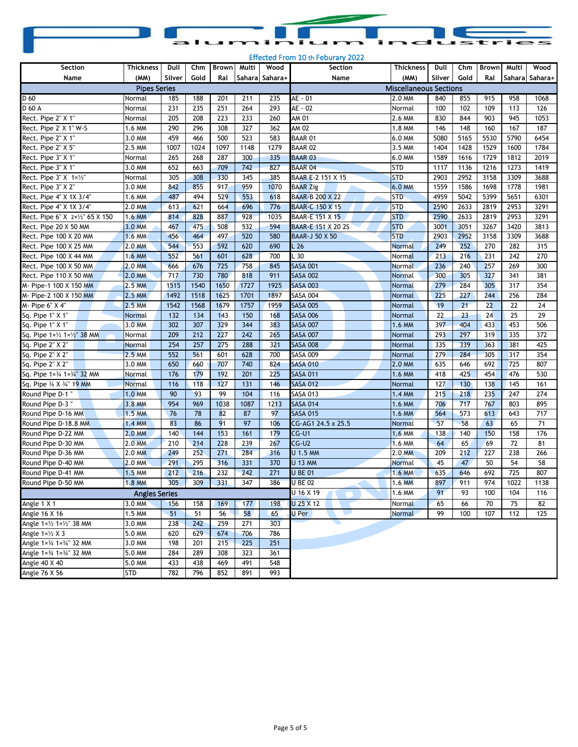"Effected From 10 th Feburary 2022"

| Section Name | Thickness (MM) | Dull Silver | Chm Gold | Brown Ral | Multi Sahara | Wood Sahara+ | Section Name | Thickness (MM) | Dull Silver | Chm Gold | Brown Ral | Multi Sahara | Wood Sahara+ |
|---|---|---|---|---|---|---|---|---|---|---|---|---|---|
| **Pipes Series** | | | | | | | **Miscellaneous Sections** | | | | | | |
| D 60 | Normal | 185 | 188 | 201 | 211 | 235 | AE - 01 | 2.0 MM | 840 | 855 | 915 | 958 | 1068 |
| D 60 A | Normal | 231 | 235 | 251 | 264 | 293 | AE - 02 | Normal | 100 | 102 | 109 | 113 | 126 |
| Rect. Pipe 2" X 1" | Normal | 205 | 208 | 223 | 233 | 260 | AM 01 | 2.6 MM | 830 | 844 | 903 | 945 | 1053 |
| Rect. Pipe 2' X 1" W-S | 1.6 MM | 290 | 296 | 308 | 327 | 362 | AM 02 | 1.8 MM | 146 | 148 | 160 | 167 | 187 |
| Rect. Pipe 2" X 1" | 3.0 MM | 459 | 466 | 500 | 523 | 583 | BAAR 01 | 6.0 MM | 5080 | 5165 | 5530 | 5790 | 6454 |
| Rect. Pipe 2" X 5" | 2.5 MM | 1007 | 1024 | 1097 | 1148 | 1279 | BAAR 02 | 3.5 MM | 1404 | 1428 | 1529 | 1600 | 1784 |
| Rect. Pipe 3" X 1" | Normal | 265 | 268 | 287 | 300 | 335 | BAAR 03 | 6.0 MM | 1589 | 1616 | 1729 | 1812 | 2019 |
| Rect. Pipe 3" X 1" | 3.0 MM | 652 | 663 | 709 | 742 | 827 | BAAR 04 | STD | 1117 | 1136 | 1216 | 1273 | 1419 |
| Rect. Pipe 3" X 1×½" | Normal | 305 | 308 | 330 | 345 | 385 | BAAR E-2 151 X 15 | STD | 2903 | 2952 | 3158 | 3309 | 3688 |
| Rect. Pipe 3" X 2" | 3.0 MM | 842 | 855 | 917 | 959 | 1070 | BAAR Zig | 6.0 MM | 1559 | 1586 | 1698 | 1778 | 1981 |
| Rect. Pipe 4" X 1X 3/4" | 1.6 MM | 487 | 494 | 529 | 553 | 618 | BAAR-B 200 X 22 | STD | 4959 | 5042 | 5399 | 5651 | 6301 |
| Rect. Pipe 4" X 1X 3/4" | 2.0 MM | 613 | 621 | 664 | 696 | 776 | BAAR-C 150 X 15 | STD | 2590 | 2633 | 2819 | 2953 | 3291 |
| Rect. Pipe 6" X 2×½" 65 X 150 | 1.6 MM | 814 | 828 | 887 | 928 | 1035 | BAAR-E 151 X 15 | STD | 2590 | 2633 | 2819 | 2953 | 3291 |
| Rect. Pipe 20 X 50 MM | 3.0 MM | 467 | 475 | 508 | 532 | 594 | BAAR-E 151 X 20 2S | STD | 3001 | 3051 | 3267 | 3420 | 3813 |
| Rect. Pipe 100 X 20 MM | 1.6 MM | 456 | 464 | 497 | 520 | 580 | BAAR-J 50 X 50 | STD | 2903 | 2952 | 3158 | 3309 | 3688 |
| Rect. Pipe 100 X 25 MM | 2.0 MM | 544 | 553 | 592 | 620 | 690 | L 26 | Normal | 249 | 252 | 270 | 282 | 315 |
| Rect. Pipe 100 X 44 MM | 1.6 MM | 552 | 561 | 601 | 628 | 700 | L 30 | Normal | 213 | 216 | 231 | 242 | 270 |
| Rect. Pipe 100 X 50 MM | 2.0 MM | 666 | 676 | 725 | 758 | 845 | SASA 001 | Normal | 236 | 240 | 257 | 269 | 300 |
| Rect. Pipe 110 X 50 MM | 2.0 MM | 717 | 730 | 780 | 818 | 911 | SASA 002 | Normal | 300 | 305 | 327 | 341 | 381 |
| M- Pipe-1 100 X 150 MM | 2.5 MM | 1515 | 1540 | 1650 | 1727 | 1925 | SASA 003 | Normal | 279 | 284 | 305 | 317 | 354 |
| M- Pipe-2 100 X 150 MM | 2.5 MM | 1492 | 1518 | 1625 | 1701 | 1897 | SASA 004 | Normal | 225 | 227 | 244 | 256 | 284 |
| M- Pipe 6" X 4" | 2.5 MM | 1542 | 1568 | 1679 | 1757 | 1959 | SASA 005 | Normal | 19 | 21 | 22 | 22 | 24 |
| Sq. Pipe 1" X 1" | Normal | 132 | 134 | 143 | 150 | 168 | SASA 006 | Normal | 22 | 23 | 24 | 25 | 29 |
| Sq. Pipe 1" X 1" | 3.0 MM | 302 | 307 | 329 | 344 | 383 | SASA 007 | 1.6 MM | 397 | 404 | 433 | 453 | 506 |
| Sq. Pipe 1×½ 1×½" 38 MM | Normal | 209 | 212 | 227 | 242 | 265 | SASA 007 | Normal | 293 | 297 | 319 | 335 | 372 |
| Sq. Pipe 2" X 2" | Normal | 254 | 257 | 275 | 288 | 321 | SASA 008 | Normal | 335 | 339 | 363 | 381 | 425 |
| Sq. Pipe 2" X 2" | 2.5 MM | 552 | 561 | 601 | 628 | 700 | SASA 009 | Normal | 279 | 284 | 305 | 317 | 354 |
| Sq. Pipe 2" X 2" | 3.0 MM | 650 | 660 | 707 | 740 | 824 | SASA 010 | 2.0 MM | 635 | 646 | 692 | 725 | 807 |
| Sq. Pipe 1×¾ 1×¾" 32 MM | Normal | 176 | 179 | 192 | 201 | 225 | SASA 011 | 1.6 MM | 418 | 425 | 454 | 476 | 530 |
| Sq. Pipe ¾ X ¾" 19 MM | Normal | 116 | 118 | 127 | 131 | 146 | SASA 012 | Normal | 127 | 130 | 138 | 145 | 161 |
| Round Pipe D-1 " | 1.0 MM | 90 | 93 | 99 | 104 | 116 | SASA 013 | 1.4 MM | 215 | 218 | 235 | 247 | 274 |
| Round Pipe D-3 " | 3.8 MM | 954 | 969 | 1038 | 1087 | 1213 | SASA 014 | 1.6 MM | 706 | 717 | 767 | 803 | 895 |
| Round Pipe D-16 MM | 1.5 MM | 76 | 78 | 82 | 87 | 97 | SASA 015 | 1.6 MM | 564 | 573 | 613 | 643 | 717 |
| Round Pipe D-18.8 MM | 1.4 MM | 83 | 86 | 91 | 97 | 106 | CG-AG1 24.5 x 25.5 | Normal | 57 | 58 | 63 | 65 | 71 |
| Round Pipe D-22 MM | 2.0 MM | 140 | 144 | 153 | 161 | 179 | CG-U1 | 1.6 MM | 138 | 140 | 150 | 158 | 176 |
| Round Pipe D-30 MM | 2.0 MM | 210 | 214 | 228 | 239 | 267 | CG-U2 | 1.6 MM | 64 | 65 | 69 | 72 | 81 |
| Round Pipe D-36 MM | 2.0 MM | 249 | 252 | 271 | 284 | 316 | U 1.5 MM | 2.0 MM | 209 | 212 | 227 | 238 | 266 |
| Round Pipe D-40 MM | 2.0 MM | 291 | 295 | 316 | 331 | 370 | U 13 MM | Normal | 45 | 47 | 50 | 54 | 58 |
| Round Pipe D-41 MM | 1.5 MM | 212 | 216 | 232 | 242 | 271 | U BE 01 | 1.6 MM | 635 | 646 | 692 | 725 | 807 |
| Round Pipe D-50 MM | 1.8 MM | 305 | 309 | 331 | 347 | 386 | U BE 02 | 1.6 MM | 897 | 911 | 974 | 1022 | 1138 |
| **Angles Series** | | | | | | | U 16 X 19 | 1.6 MM | 91 | 93 | 100 | 104 | 116 |
| Angle 1 X 1 | 3.0 MM | 156 | 158 | 169 | 177 | 198 | U 25 X 12 | Normal | 65 | 66 | 70 | 75 | 82 |
| Angle 16 X 16 | 1.5 MM | 51 | 51 | 56 | 58 | 65 | U Per | Normal | 99 | 100 | 107 | 112 | 125 |
| Angle 1×½ 1×½" 38 MM | 3.0 MM | 238 | 242 | 259 | 271 | 303 | | | | | | | |
| Angle 1×½ X 3 | 5.0 MM | 620 | 629 | 674 | 706 | 786 | | | | | | | |
| Angle 1×¾ 1×¾" 32 MM | 3.0 MM | 198 | 201 | 215 | 225 | 251 | | | | | | | |
| Angle 1×¾ 1×¾" 32 MM | 5.0 MM | 284 | 289 | 308 | 323 | 361 | | | | | | | |
| Angle 40 X 40 | 5.0 MM | 433 | 438 | 469 | 491 | 548 | | | | | | | |
| Angle 76 X 56 | STD | 782 | 796 | 852 | 891 | 993 | | | | | | | |